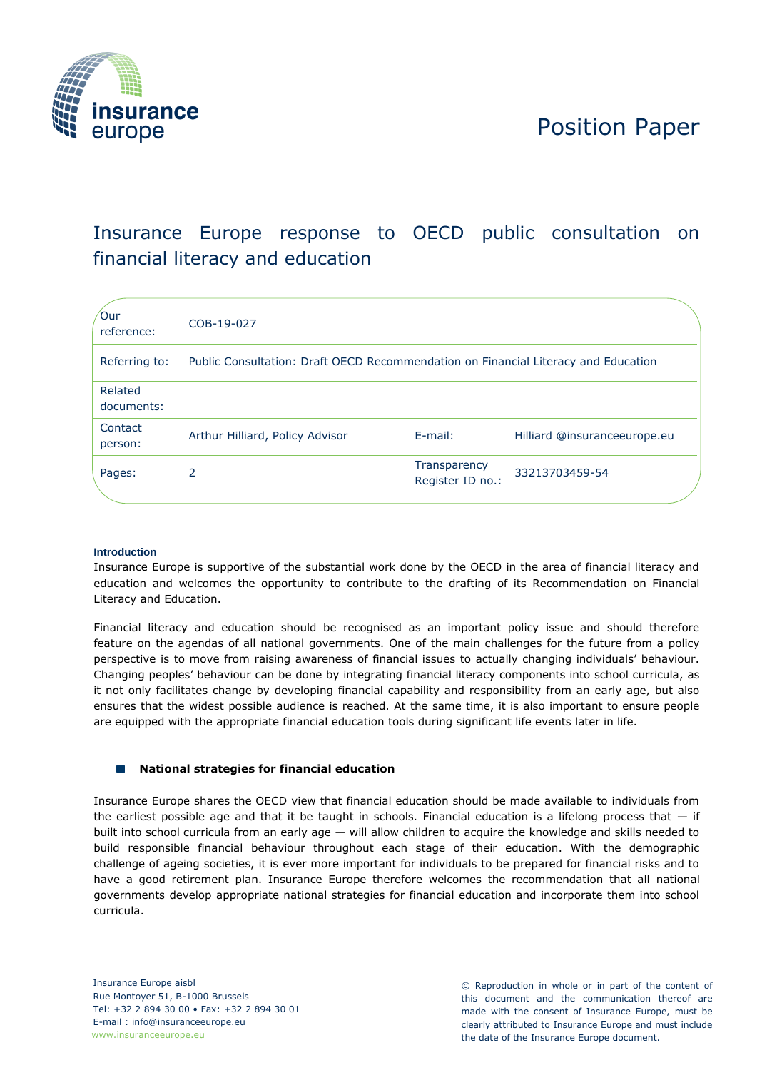Position Paper

# Insurance Europe response to OECD public consultation on financial literacy and education

| | | | |
|---|---|---|---|
| Our reference: | COB-19-027 | | |
| Referring to: | Public Consultation: Draft OECD Recommendation on Financial Literacy and Education | | |
| Related documents: | | | |
| Contact person: | Arthur Hilliard, Policy Advisor | E-mail: | Hilliard @insuranceeurope.eu |
| Pages: | 2 | Transparency Register ID no.: | 33213703459-54 |

**Introduction**

Insurance Europe is supportive of the substantial work done by the OECD in the area of financial literacy and education and welcomes the opportunity to contribute to the drafting of its Recommendation on Financial Literacy and Education.

Financial literacy and education should be recognised as an important policy issue and should therefore feature on the agendas of all national governments. One of the main challenges for the future from a policy perspective is to move from raising awareness of financial issues to actually changing individuals' behaviour. Changing peoples' behaviour can be done by integrating financial literacy components into school curricula, as it not only facilitates change by developing financial capability and responsibility from an early age, but also ensures that the widest possible audience is reached. At the same time, it is also important to ensure people are equipped with the appropriate financial education tools during significant life events later in life.

## National strategies for financial education

Insurance Europe shares the OECD view that financial education should be made available to individuals from the earliest possible age and that it be taught in schools. Financial education is a lifelong process that — if built into school curricula from an early age — will allow children to acquire the knowledge and skills needed to build responsible financial behaviour throughout each stage of their education. With the demographic challenge of ageing societies, it is ever more important for individuals to be prepared for financial risks and to have a good retirement plan. Insurance Europe therefore welcomes the recommendation that all national governments develop appropriate national strategies for financial education and incorporate them into school curricula.

Insurance Europe aisbl
Rue Montoyer 51, B-1000 Brussels
Tel: +32 2 894 30 00 • Fax: +32 2 894 30 01
E-mail : info@insuranceeurope.eu
www.insuranceeurope.eu

© Reproduction in whole or in part of the content of this document and the communication thereof are made with the consent of Insurance Europe, must be clearly attributed to Insurance Europe and must include the date of the Insurance Europe document.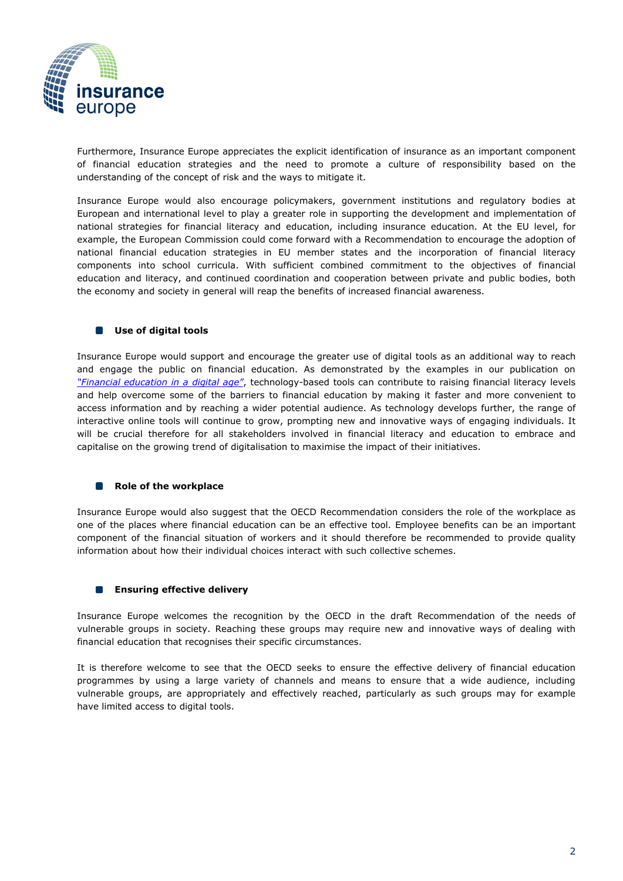Furthermore, Insurance Europe appreciates the explicit identification of insurance as an important component of financial education strategies and the need to promote a culture of responsibility based on the understanding of the concept of risk and the ways to mitigate it.

Insurance Europe would also encourage policymakers, government institutions and regulatory bodies at European and international level to play a greater role in supporting the development and implementation of national strategies for financial literacy and education, including insurance education. At the EU level, for example, the European Commission could come forward with a Recommendation to encourage the adoption of national financial education strategies in EU member states and the incorporation of financial literacy components into school curricula. With sufficient combined commitment to the objectives of financial education and literacy, and continued coordination and cooperation between private and public bodies, both the economy and society in general will reap the benefits of increased financial awareness.

- **Use of digital tools**

Insurance Europe would support and encourage the greater use of digital tools as an additional way to reach and engage the public on financial education. As demonstrated by the examples in our publication on *"Financial education in a digital age"*, technology-based tools can contribute to raising financial literacy levels and help overcome some of the barriers to financial education by making it faster and more convenient to access information and by reaching a wider potential audience. As technology develops further, the range of interactive online tools will continue to grow, prompting new and innovative ways of engaging individuals. It will be crucial therefore for all stakeholders involved in financial literacy and education to embrace and capitalise on the growing trend of digitalisation to maximise the impact of their initiatives.

- **Role of the workplace**

Insurance Europe would also suggest that the OECD Recommendation considers the role of the workplace as one of the places where financial education can be an effective tool. Employee benefits can be an important component of the financial situation of workers and it should therefore be recommended to provide quality information about how their individual choices interact with such collective schemes.

- **Ensuring effective delivery**

Insurance Europe welcomes the recognition by the OECD in the draft Recommendation of the needs of vulnerable groups in society. Reaching these groups may require new and innovative ways of dealing with financial education that recognises their specific circumstances.

It is therefore welcome to see that the OECD seeks to ensure the effective delivery of financial education programmes by using a large variety of channels and means to ensure that a wide audience, including vulnerable groups, are appropriately and effectively reached, particularly as such groups may for example have limited access to digital tools.